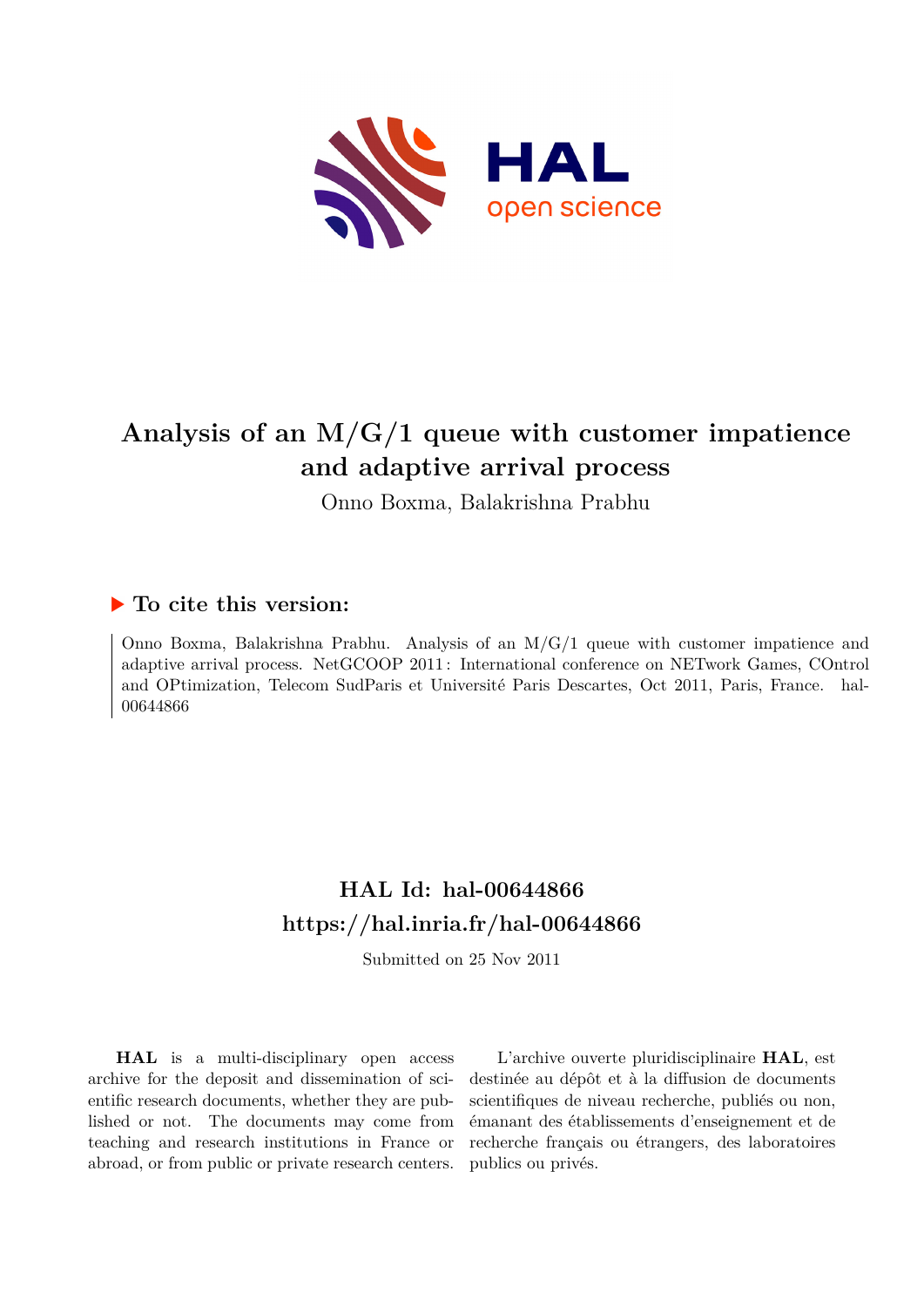# Analysis of an M/G/1 queue with customer impatience and adaptive arrival process

Onno Boxma, Balakrishna Prabhu

## ▶ To cite this version:

Onno Boxma, Balakrishna Prabhu. Analysis of an M/G/1 queue with customer impatience and adaptive arrival process. NetGCOOP 2011 : International conference on NETwork Games, COntrol and OPtimization, Telecom SudParis et Université Paris Descartes, Oct 2011, Paris, France. hal-00644866

## HAL Id: hal-00644866

## https://hal.inria.fr/hal-00644866

Submitted on 25 Nov 2011

**HAL** is a multi-disciplinary open access archive for the deposit and dissemination of scientific research documents, whether they are published or not. The documents may come from teaching and research institutions in France or abroad, or from public or private research centers.

L'archive ouverte pluridisciplinaire **HAL**, est destinée au dépôt et à la diffusion de documents scientifiques de niveau recherche, publiés ou non, émanant des établissements d'enseignement et de recherche français ou étrangers, des laboratoires publics ou privés.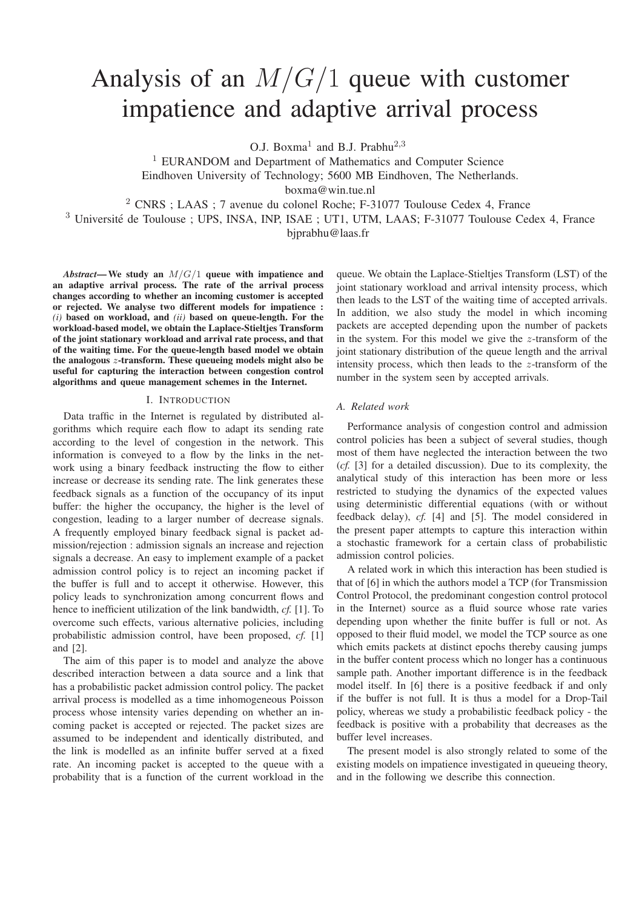# Analysis of an $M/G/1$ queue with customer impatience and adaptive arrival process

O.J. Boxma[1] and B.J. Prabhu[2,3]

[1] EURANDOM and Department of Mathematics and Computer Science
Eindhoven University of Technology; 5600 MB Eindhoven, The Netherlands.
boxma@win.tue.nl

[2] CNRS ; LAAS ; 7 avenue du colonel Roche; F-31077 Toulouse Cedex 4, France

[3] Université de Toulouse ; UPS, INSA, INP, ISAE ; UT1, UTM, LAAS; F-31077 Toulouse Cedex 4, France
bjprabhu@laas.fr

***Abstract*— We study an $M/G/1$ queue with impatience and an adaptive arrival process. The rate of the arrival process changes according to whether an incoming customer is accepted or rejected. We analyse two different models for impatience : *(i)* based on workload, and *(ii)* based on queue-length. For the workload-based model, we obtain the Laplace-Stieltjes Transform of the joint stationary workload and arrival rate process, and that of the waiting time. For the queue-length based model we obtain the analogous $z$-transform. These queueing models might also be useful for capturing the interaction between congestion control algorithms and queue management schemes in the Internet.**

## I. Introduction

Data traffic in the Internet is regulated by distributed algorithms which require each flow to adapt its sending rate according to the level of congestion in the network. This information is conveyed to a flow by the links in the network using a binary feedback instructing the flow to either increase or decrease its sending rate. The link generates these feedback signals as a function of the occupancy of its input buffer: the higher the occupancy, the higher is the level of congestion, leading to a larger number of decrease signals. A frequently employed binary feedback signal is packet admission/rejection : admission signals an increase and rejection signals a decrease. An easy to implement example of a packet admission control policy is to reject an incoming packet if the buffer is full and to accept it otherwise. However, this policy leads to synchronization among concurrent flows and hence to inefficient utilization of the link bandwidth, *cf.* [1]. To overcome such effects, various alternative policies, including probabilistic admission control, have been proposed, *cf.* [1] and [2].

The aim of this paper is to model and analyze the above described interaction between a data source and a link that has a probabilistic packet admission control policy. The packet arrival process is modelled as a time inhomogeneous Poisson process whose intensity varies depending on whether an incoming packet is accepted or rejected. The packet sizes are assumed to be independent and identically distributed, and the link is modelled as an infinite buffer served at a fixed rate. An incoming packet is accepted to the queue with a probability that is a function of the current workload in the queue. We obtain the Laplace-Stieltjes Transform (LST) of the joint stationary workload and arrival intensity process, which then leads to the LST of the waiting time of accepted arrivals. In addition, we also study the model in which incoming packets are accepted depending upon the number of packets in the system. For this model we give the $z$-transform of the joint stationary distribution of the queue length and the arrival intensity process, which then leads to the $z$-transform of the number in the system seen by accepted arrivals.

### A. Related work

Performance analysis of congestion control and admission control policies has been a subject of several studies, though most of them have neglected the interaction between the two (*cf.* [3] for a detailed discussion). Due to its complexity, the analytical study of this interaction has been more or less restricted to studying the dynamics of the expected values using deterministic differential equations (with or without feedback delay), *cf.* [4] and [5]. The model considered in the present paper attempts to capture this interaction within a stochastic framework for a certain class of probabilistic admission control policies.

A related work in which this interaction has been studied is that of [6] in which the authors model a TCP (for Transmission Control Protocol, the predominant congestion control protocol in the Internet) source as a fluid source whose rate varies depending upon whether the finite buffer is full or not. As opposed to their fluid model, we model the TCP source as one which emits packets at distinct epochs thereby causing jumps in the buffer content process which no longer has a continuous sample path. Another important difference is in the feedback model itself. In [6] there is a positive feedback if and only if the buffer is not full. It is thus a model for a Drop-Tail policy, whereas we study a probabilistic feedback policy - the feedback is positive with a probability that decreases as the buffer level increases.

The present model is also strongly related to some of the existing models on impatience investigated in queueing theory, and in the following we describe this connection.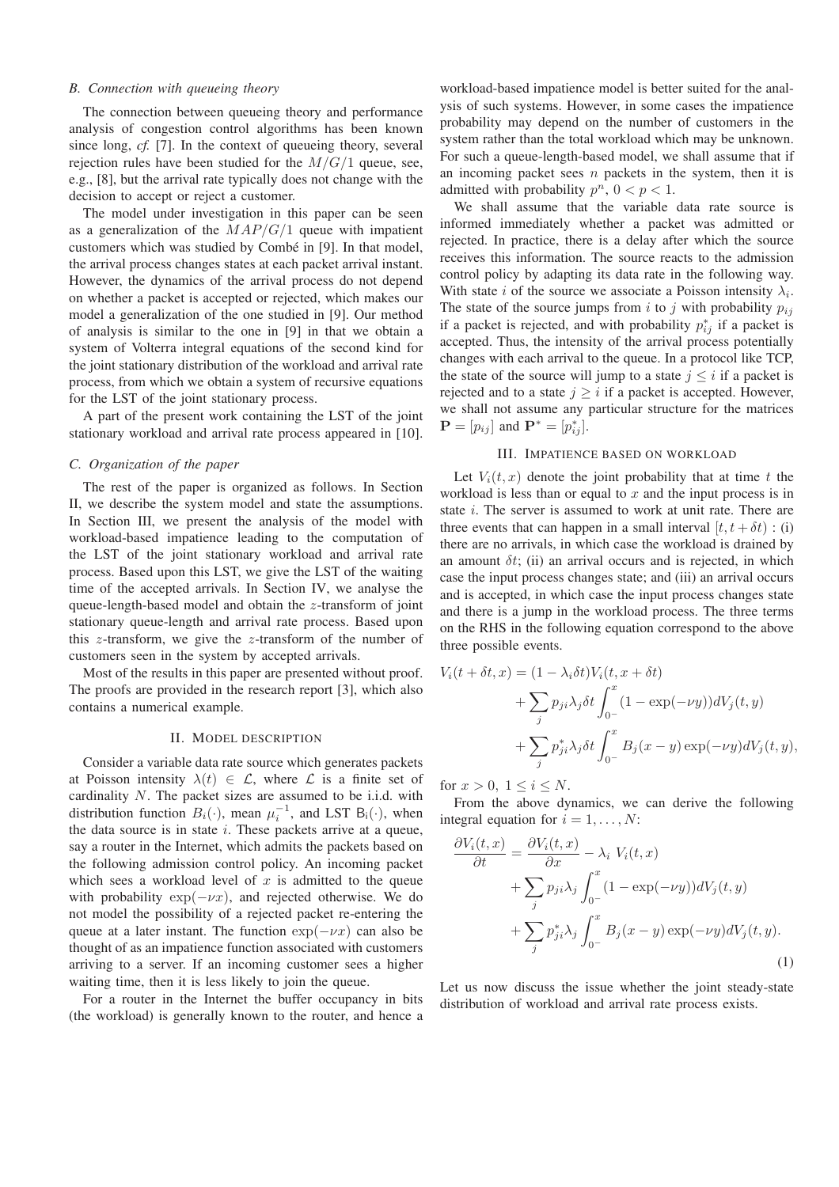### B. Connection with queueing theory

The connection between queueing theory and performance analysis of congestion control algorithms has been known since long, *cf.* [7]. In the context of queueing theory, several rejection rules have been studied for the $M/G/1$ queue, see, e.g., [8], but the arrival rate typically does not change with the decision to accept or reject a customer.

The model under investigation in this paper can be seen as a generalization of the $MAP/G/1$ queue with impatient customers which was studied by Combé in [9]. In that model, the arrival process changes states at each packet arrival instant. However, the dynamics of the arrival process do not depend on whether a packet is accepted or rejected, which makes our model a generalization of the one studied in [9]. Our method of analysis is similar to the one in [9] in that we obtain a system of Volterra integral equations of the second kind for the joint stationary distribution of the workload and arrival rate process, from which we obtain a system of recursive equations for the LST of the joint stationary process.

A part of the present work containing the LST of the joint stationary workload and arrival rate process appeared in [10].

### C. Organization of the paper

The rest of the paper is organized as follows. In Section II, we describe the system model and state the assumptions. In Section III, we present the analysis of the model with workload-based impatience leading to the computation of the LST of the joint stationary workload and arrival rate process. Based upon this LST, we give the LST of the waiting time of the accepted arrivals. In Section IV, we analyse the queue-length-based model and obtain the $z$-transform of joint stationary queue-length and arrival rate process. Based upon this $z$-transform, we give the $z$-transform of the number of customers seen in the system by accepted arrivals.

Most of the results in this paper are presented without proof. The proofs are provided in the research report [3], which also contains a numerical example.

## II. Model description

Consider a variable data rate source which generates packets at Poisson intensity $\lambda(t) \in \mathcal{L}$, where $\mathcal{L}$ is a finite set of cardinality $N$. The packet sizes are assumed to be i.i.d. with distribution function $B_i(\cdot)$, mean $\mu_i^{-1}$, and LST $\mathsf{B}_i(\cdot)$, when the data source is in state $i$. These packets arrive at a queue, say a router in the Internet, which admits the packets based on the following admission control policy. An incoming packet which sees a workload level of $x$ is admitted to the queue with probability $\exp(-\nu x)$, and rejected otherwise. We do not model the possibility of a rejected packet re-entering the queue at a later instant. The function $\exp(-\nu x)$ can also be thought of as an impatience function associated with customers arriving to a server. If an incoming customer sees a higher waiting time, then it is less likely to join the queue.

For a router in the Internet the buffer occupancy in bits (the workload) is generally known to the router, and hence a workload-based impatience model is better suited for the analysis of such systems. However, in some cases the impatience probability may depend on the number of customers in the system rather than the total workload which may be unknown. For such a queue-length-based model, we shall assume that if an incoming packet sees $n$ packets in the system, then it is admitted with probability $p^n$, $0 < p < 1$.

We shall assume that the variable data rate source is informed immediately whether a packet was admitted or rejected. In practice, there is a delay after which the source receives this information. The source reacts to the admission control policy by adapting its data rate in the following way. With state $i$ of the source we associate a Poisson intensity $\lambda_i$. The state of the source jumps from $i$ to $j$ with probability $p_{ij}$ if a packet is rejected, and with probability $p_{ij}^*$ if a packet is accepted. Thus, the intensity of the arrival process potentially changes with each arrival to the queue. In a protocol like TCP, the state of the source will jump to a state $j \leq i$ if a packet is rejected and to a state $j \geq i$ if a packet is accepted. However, we shall not assume any particular structure for the matrices $\mathbf{P} = [p_{ij}]$ and $\mathbf{P}^* = [p_{ij}^*]$.

## III. Impatience based on workload

Let $V_i(t, x)$ denote the joint probability that at time $t$ the workload is less than or equal to $x$ and the input process is in state $i$. The server is assumed to work at unit rate. There are three events that can happen in a small interval $[t, t + \delta t)$ : (i) there are no arrivals, in which case the workload is drained by an amount $\delta t$; (ii) an arrival occurs and is rejected, in which case the input process changes state; and (iii) an arrival occurs and is accepted, in which case the input process changes state and there is a jump in the workload process. The three terms on the RHS in the following equation correspond to the above three possible events.

$$
\begin{aligned}
V_i(t+\delta t, x) = {} & (1 - \lambda_i \delta t) V_i(t, x + \delta t) \\
& + \sum_j p_{ji} \lambda_j \delta t \int_{0^-}^{x} (1 - \exp(-\nu y)) dV_j(t, y) \\
& + \sum_j p_{ji}^* \lambda_j \delta t \int_{0^-}^{x} B_j(x - y) \exp(-\nu y) dV_j(t, y),
\end{aligned}
$$

for $x > 0$, $1 \leq i \leq N$.

From the above dynamics, we can derive the following integral equation for $i = 1, \ldots, N$:

$$
\begin{aligned}
\frac{\partial V_i(t, x)}{\partial t} = {} & \frac{\partial V_i(t, x)}{\partial x} - \lambda_i \; V_i(t, x) \\
& + \sum_j p_{ji} \lambda_j \int_{0^-}^{x} (1 - \exp(-\nu y)) dV_j(t, y) \\
& + \sum_j p_{ji}^* \lambda_j \int_{0^-}^{x} B_j(x - y) \exp(-\nu y) dV_j(t, y).
\end{aligned}
\tag{1}
$$

Let us now discuss the issue whether the joint steady-state distribution of workload and arrival rate process exists.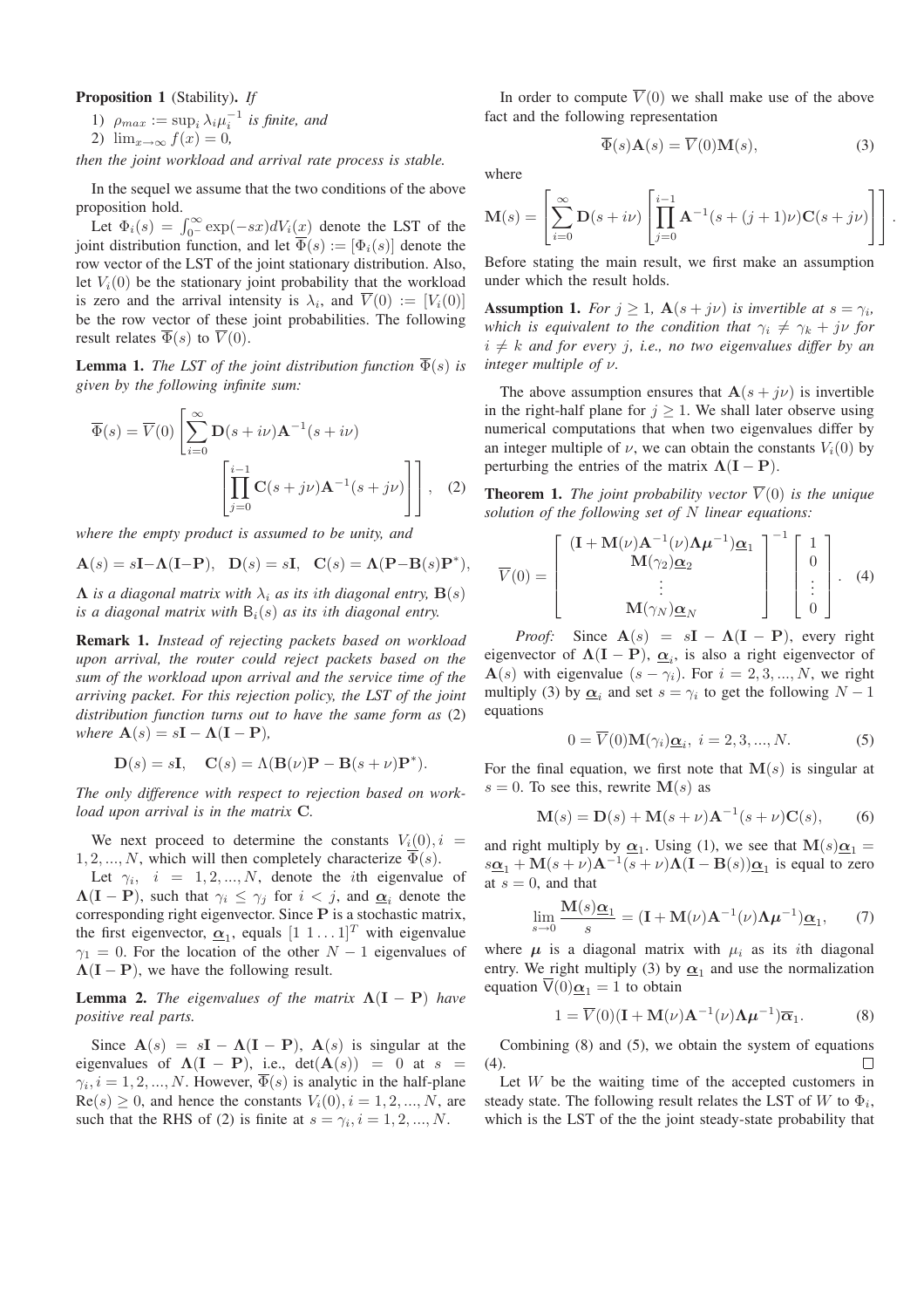**Proposition 1** (Stability)**.** *If*

1) $\rho_{max} := \sup_i \lambda_i \mu_i^{-1}$ *is finite, and*
2) $\lim_{x\to\infty} f(x) = 0$,

*then the joint workload and arrival rate process is stable.*

In the sequel we assume that the two conditions of the above proposition hold.

Let $\Phi_i(s) = \int_{0^-}^{\infty} \exp(-sx) dV_i(x)$ denote the LST of the joint distribution function, and let $\overline{\Phi}(s) := [\Phi_i(s)]$ denote the row vector of the LST of the joint stationary distribution. Also, let $V_i(0)$ be the stationary joint probability that the workload is zero and the arrival intensity is $\lambda_i$, and $\overline{V}(0) := [V_i(0)]$ be the row vector of these joint probabilities. The following result relates $\overline{\Phi}(s)$ to $\overline{V}(0)$.

**Lemma 1.** *The LST of the joint distribution function $\overline{\Phi}(s)$ is given by the following infinite sum:*

$$\overline{\Phi}(s) = \overline{V}(0) \left[ \sum_{i=0}^{\infty} \mathbf{D}(s+i\nu)\mathbf{A}^{-1}(s+i\nu) \left[ \prod_{j=0}^{i-1} \mathbf{C}(s+j\nu)\mathbf{A}^{-1}(s+j\nu) \right] \right], \quad (2)$$

*where the empty product is assumed to be unity, and*

$$\mathbf{A}(s) = s\mathbf{I} - \mathbf{\Lambda}(\mathbf{I}-\mathbf{P}), \quad \mathbf{D}(s) = s\mathbf{I}, \quad \mathbf{C}(s) = \mathbf{\Lambda}(\mathbf{P} - \mathbf{B}(s)\mathbf{P}^*),$$

*$\mathbf{\Lambda}$ is a diagonal matrix with $\lambda_i$ as its ith diagonal entry, $\mathbf{B}(s)$ is a diagonal matrix with $\mathsf{B}_i(s)$ as its ith diagonal entry.*

**Remark 1.** *Instead of rejecting packets based on workload upon arrival, the router could reject packets based on the sum of the workload upon arrival and the service time of the arriving packet. For this rejection policy, the LST of the joint distribution function turns out to have the same form as* (2) *where $\mathbf{A}(s) = s\mathbf{I} - \mathbf{\Lambda}(\mathbf{I}-\mathbf{P})$,*

$$\mathbf{D}(s) = s\mathbf{I}, \quad \mathbf{C}(s) = \Lambda(\mathbf{B}(\nu)\mathbf{P} - \mathbf{B}(s+\nu)\mathbf{P}^*).$$

*The only difference with respect to rejection based on workload upon arrival is in the matrix $\mathbf{C}$.*

We next proceed to determine the constants $V_i(0), i = 1, 2, ..., N$, which will then completely characterize $\overline{\Phi}(s)$.

Let $\gamma_i, \ i = 1, 2, ..., N$, denote the $i$th eigenvalue of $\mathbf{\Lambda}(\mathbf{I}-\mathbf{P})$, such that $\gamma_i \le \gamma_j$ for $i < j$, and $\underline{\boldsymbol{\alpha}}_i$ denote the corresponding right eigenvector. Since $\mathbf{P}$ is a stochastic matrix, the first eigenvector, $\underline{\boldsymbol{\alpha}}_1$, equals $[1 \ 1 \ldots 1]^T$ with eigenvalue $\gamma_1 = 0$. For the location of the other $N-1$ eigenvalues of $\mathbf{\Lambda}(\mathbf{I}-\mathbf{P})$, we have the following result.

**Lemma 2.** *The eigenvalues of the matrix $\mathbf{\Lambda}(\mathbf{I}-\mathbf{P})$ have positive real parts.*

Since $\mathbf{A}(s) = s\mathbf{I} - \mathbf{\Lambda}(\mathbf{I}-\mathbf{P})$, $\mathbf{A}(s)$ is singular at the eigenvalues of $\mathbf{\Lambda}(\mathbf{I}-\mathbf{P})$, i.e., $\det(\mathbf{A}(s)) = 0$ at $s = \gamma_i, i = 1, 2, ..., N$. However, $\overline{\Phi}(s)$ is analytic in the half-plane $\mathrm{Re}(s) \ge 0$, and hence the constants $V_i(0), i = 1, 2, ..., N$, are such that the RHS of (2) is finite at $s = \gamma_i, i = 1, 2, ..., N$.

In order to compute $\overline{V}(0)$ we shall make use of the above fact and the following representation

$$\overline{\Phi}(s)\mathbf{A}(s) = \overline{V}(0)\mathbf{M}(s), \quad (3)$$

where

$$\mathbf{M}(s) = \left[ \sum_{i=0}^{\infty} \mathbf{D}(s+i\nu) \left[ \prod_{j=0}^{i-1} \mathbf{A}^{-1}(s+(j+1)\nu)\mathbf{C}(s+j\nu) \right] \right].$$

Before stating the main result, we first make an assumption under which the result holds.

**Assumption 1.** *For $j \ge 1$, $\mathbf{A}(s+j\nu)$ is invertible at $s = \gamma_i$, which is equivalent to the condition that $\gamma_i \ne \gamma_k + j\nu$ for $i \ne k$ and for every $j$, i.e., no two eigenvalues differ by an integer multiple of $\nu$.*

The above assumption ensures that $\mathbf{A}(s+j\nu)$ is invertible in the right-half plane for $j \ge 1$. We shall later observe using numerical computations that when two eigenvalues differ by an integer multiple of $\nu$, we can obtain the constants $V_i(0)$ by perturbing the entries of the matrix $\mathbf{\Lambda}(\mathbf{I}-\mathbf{P})$.

**Theorem 1.** *The joint probability vector $\overline{V}(0)$ is the unique solution of the following set of $N$ linear equations:*

$$\overline{V}(0) = \begin{bmatrix} (\mathbf{I} + \mathbf{M}(\nu)\mathbf{A}^{-1}(\nu)\mathbf{\Lambda}\boldsymbol{\mu}^{-1})\underline{\boldsymbol{\alpha}}_1 \\ \mathbf{M}(\gamma_2)\underline{\boldsymbol{\alpha}}_2 \\ \vdots \\ \mathbf{M}(\gamma_N)\underline{\boldsymbol{\alpha}}_N \end{bmatrix}^{-1} \begin{bmatrix} 1 \\ 0 \\ \vdots \\ 0 \end{bmatrix}. \quad (4)$$

*Proof:* Since $\mathbf{A}(s) = s\mathbf{I} - \mathbf{\Lambda}(\mathbf{I}-\mathbf{P})$, every right eigenvector of $\mathbf{\Lambda}(\mathbf{I}-\mathbf{P})$, $\underline{\boldsymbol{\alpha}}_i$, is also a right eigenvector of $\mathbf{A}(s)$ with eigenvalue $(s-\gamma_i)$. For $i = 2, 3, ..., N$, we right multiply (3) by $\underline{\boldsymbol{\alpha}}_i$ and set $s = \gamma_i$ to get the following $N-1$ equations

$$0 = \overline{V}(0)\mathbf{M}(\gamma_i)\underline{\boldsymbol{\alpha}}_i, \ i = 2, 3, ..., N. \quad (5)$$

For the final equation, we first note that $\mathbf{M}(s)$ is singular at $s = 0$. To see this, rewrite $\mathbf{M}(s)$ as

$$\mathbf{M}(s) = \mathbf{D}(s) + \mathbf{M}(s+\nu)\mathbf{A}^{-1}(s+\nu)\mathbf{C}(s), \quad (6)$$

and right multiply by $\underline{\boldsymbol{\alpha}}_1$. Using (1), we see that $\mathbf{M}(s)\underline{\boldsymbol{\alpha}}_1 = s\underline{\boldsymbol{\alpha}}_1 + \mathbf{M}(s+\nu)\mathbf{A}^{-1}(s+\nu)\mathbf{\Lambda}(\mathbf{I}-\mathbf{B}(s))\underline{\boldsymbol{\alpha}}_1$ is equal to zero at $s = 0$, and that

$$\lim_{s\to 0} \frac{\mathbf{M}(s)\underline{\boldsymbol{\alpha}}_1}{s} = (\mathbf{I} + \mathbf{M}(\nu)\mathbf{A}^{-1}(\nu)\mathbf{\Lambda}\boldsymbol{\mu}^{-1})\underline{\boldsymbol{\alpha}}_1, \quad (7)$$

where $\boldsymbol{\mu}$ is a diagonal matrix with $\mu_i$ as its $i$th diagonal entry. We right multiply (3) by $\underline{\boldsymbol{\alpha}}_1$ and use the normalization equation $\overline{\mathsf{V}}(0)\underline{\boldsymbol{\alpha}}_1 = 1$ to obtain

$$1 = \overline{V}(0)(\mathbf{I} + \mathbf{M}(\nu)\mathbf{A}^{-1}(\nu)\mathbf{\Lambda}\boldsymbol{\mu}^{-1})\overline{\boldsymbol{\alpha}}_1. \quad (8)$$

Combining (8) and (5), we obtain the system of equations (4). $\square$

Let $W$ be the waiting time of the accepted customers in steady state. The following result relates the LST of $W$ to $\Phi_i$, which is the LST of the the joint steady-state probability that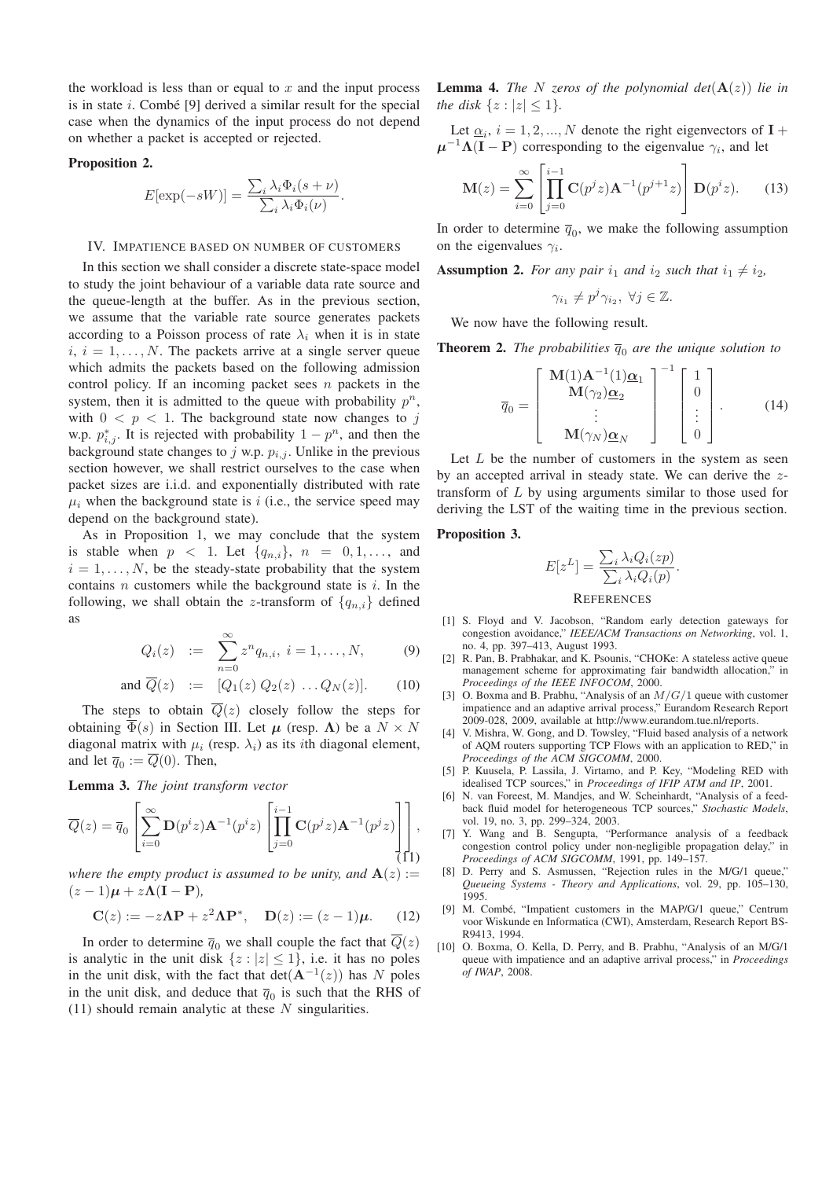the workload is less than or equal to $x$ and the input process is in state $i$. Combé [9] derived a similar result for the special case when the dynamics of the input process do not depend on whether a packet is accepted or rejected.

**Proposition 2.**

$$E[\exp(-sW)] = \frac{\sum_i \lambda_i \Phi_i(s+\nu)}{\sum_i \lambda_i \Phi_i(\nu)}.$$

## IV. Impatience based on number of customers

In this section we shall consider a discrete state-space model to study the joint behaviour of a variable data rate source and the queue-length at the buffer. As in the previous section, we assume that the variable rate source generates packets according to a Poisson process of rate $\lambda_i$ when it is in state $i$, $i = 1, \ldots, N$. The packets arrive at a single server queue which admits the packets based on the following admission control policy. If an incoming packet sees $n$ packets in the system, then it is admitted to the queue with probability $p^n$, with $0 < p < 1$. The background state now changes to $j$ w.p. $p^*_{i,j}$. It is rejected with probability $1 - p^n$, and then the background state changes to $j$ w.p. $p_{i,j}$. Unlike in the previous section however, we shall restrict ourselves to the case when packet sizes are i.i.d. and exponentially distributed with rate $\mu_i$ when the background state is $i$ (i.e., the service speed may depend on the background state).

As in Proposition 1, we may conclude that the system is stable when $p < 1$. Let $\{q_{n,i}\}$, $n = 0, 1, \ldots,$ and $i = 1, \ldots, N$, be the steady-state probability that the system contains $n$ customers while the background state is $i$. In the following, we shall obtain the $z$-transform of $\{q_{n,i}\}$ defined as

$$Q_i(z) \;:=\; \sum_{n=0}^{\infty} z^n q_{n,i},\; i = 1, \ldots, N, \tag{9}$$

$$\text{and } \overline{Q}(z) \;:=\; [Q_1(z)\, Q_2(z)\, \ldots Q_N(z)]. \tag{10}$$

The steps to obtain $\overline{Q}(z)$ closely follow the steps for obtaining $\overline{\Phi}(s)$ in Section III. Let $\boldsymbol{\mu}$ (resp. $\boldsymbol{\Lambda}$) be a $N \times N$ diagonal matrix with $\mu_i$ (resp. $\lambda_i$) as its $i$th diagonal element, and let $\overline{q}_0 := \overline{Q}(0)$. Then,

**Lemma 3.** *The joint transform vector*

$$\overline{Q}(z) = \overline{q}_0 \left[ \sum_{i=0}^{\infty} \mathbf{D}(p^i z)\mathbf{A}^{-1}(p^i z) \left[ \prod_{j=0}^{i-1} \mathbf{C}(p^j z)\mathbf{A}^{-1}(p^j z) \right] \right], \tag{11}$$

*where the empty product is assumed to be unity, and* $\mathbf{A}(z) := (z-1)\boldsymbol{\mu} + z\boldsymbol{\Lambda}(\mathbf{I} - \mathbf{P})$*,*

$$\mathbf{C}(z) := -z\boldsymbol{\Lambda}\mathbf{P} + z^2 \boldsymbol{\Lambda}\mathbf{P}^*, \quad \mathbf{D}(z) := (z-1)\boldsymbol{\mu}. \tag{12}$$

In order to determine $\overline{q}_0$ we shall couple the fact that $\overline{Q}(z)$ is analytic in the unit disk $\{z : |z| \le 1\}$, i.e. it has no poles in the unit disk, with the fact that $\det(\mathbf{A}^{-1}(z))$ has $N$ poles in the unit disk, and deduce that $\overline{q}_0$ is such that the RHS of (11) should remain analytic at these $N$ singularities.

**Lemma 4.** *The $N$ zeros of the polynomial $det(\mathbf{A}(z))$ lie in the disk $\{z : |z| \le 1\}$.*

Let $\underline{\alpha}_i$, $i = 1, 2, ..., N$ denote the right eigenvectors of $\mathbf{I} + \boldsymbol{\mu}^{-1}\boldsymbol{\Lambda}(\mathbf{I} - \mathbf{P})$ corresponding to the eigenvalue $\gamma_i$, and let

$$\mathbf{M}(z) = \sum_{i=0}^{\infty} \left[ \prod_{j=0}^{i-1} \mathbf{C}(p^j z)\mathbf{A}^{-1}(p^{j+1} z) \right] \mathbf{D}(p^i z). \tag{13}$$

In order to determine $\overline{q}_0$, we make the following assumption on the eigenvalues $\gamma_i$.

**Assumption 2.** *For any pair $i_1$ and $i_2$ such that $i_1 \ne i_2$,*

$$\gamma_{i_1} \ne p^j \gamma_{i_2},\ \forall j \in \mathbb{Z}.$$

We now have the following result.

**Theorem 2.** *The probabilities $\overline{q}_0$ are the unique solution to*

$$\overline{q}_0 = \begin{bmatrix} \mathbf{M}(1)\mathbf{A}^{-1}(1)\underline{\boldsymbol{\alpha}}_1 \\ \mathbf{M}(\gamma_2)\underline{\boldsymbol{\alpha}}_2 \\ \vdots \\ \mathbf{M}(\gamma_N)\underline{\boldsymbol{\alpha}}_N \end{bmatrix}^{-1} \begin{bmatrix} 1 \\ 0 \\ \vdots \\ 0 \end{bmatrix}. \tag{14}$$

Let $L$ be the number of customers in the system as seen by an accepted arrival in steady state. We can derive the $z$-transform of $L$ by using arguments similar to those used for deriving the LST of the waiting time in the previous section.

**Proposition 3.**

$$E[z^L] = \frac{\sum_i \lambda_i Q_i(zp)}{\sum_i \lambda_i Q_i(p)}.$$

## References

[1] S. Floyd and V. Jacobson, "Random early detection gateways for congestion avoidance," *IEEE/ACM Transactions on Networking*, vol. 1, no. 4, pp. 397–413, August 1993.

[2] R. Pan, B. Prabhakar, and K. Psounis, "CHOKe: A stateless active queue management scheme for approximating fair bandwidth allocation," in *Proceedings of the IEEE INFOCOM*, 2000.

[3] O. Boxma and B. Prabhu, "Analysis of an $M/G/1$ queue with customer impatience and an adaptive arrival process," Eurandom Research Report 2009-028, 2009, available at http://www.eurandom.tue.nl/reports.

[4] V. Mishra, W. Gong, and D. Towsley, "Fluid based analysis of a network of AQM routers supporting TCP Flows with an application to RED," in *Proceedings of the ACM SIGCOMM*, 2000.

[5] P. Kuusela, P. Lassila, J. Virtamo, and P. Key, "Modeling RED with idealised TCP sources," in *Proceedings of IFIP ATM and IP*, 2001.

[6] N. van Foreest, M. Mandjes, and W. Scheinhardt, "Analysis of a feedback fluid model for heterogeneous TCP sources," *Stochastic Models*, vol. 19, no. 3, pp. 299–324, 2003.

[7] Y. Wang and B. Sengupta, "Performance analysis of a feedback congestion control policy under non-negligible propagation delay," in *Proceedings of ACM SIGCOMM*, 1991, pp. 149–157.

[8] D. Perry and S. Asmussen, "Rejection rules in the M/G/1 queue," *Queueing Systems - Theory and Applications*, vol. 29, pp. 105–130, 1995.

[9] M. Combé, "Impatient customers in the MAP/G/1 queue," Centrum voor Wiskunde en Informatica (CWI), Amsterdam, Research Report BS-R9413, 1994.

[10] O. Boxma, O. Kella, D. Perry, and B. Prabhu, "Analysis of an M/G/1 queue with impatience and an adaptive arrival process," in *Proceedings of IWAP*, 2008.